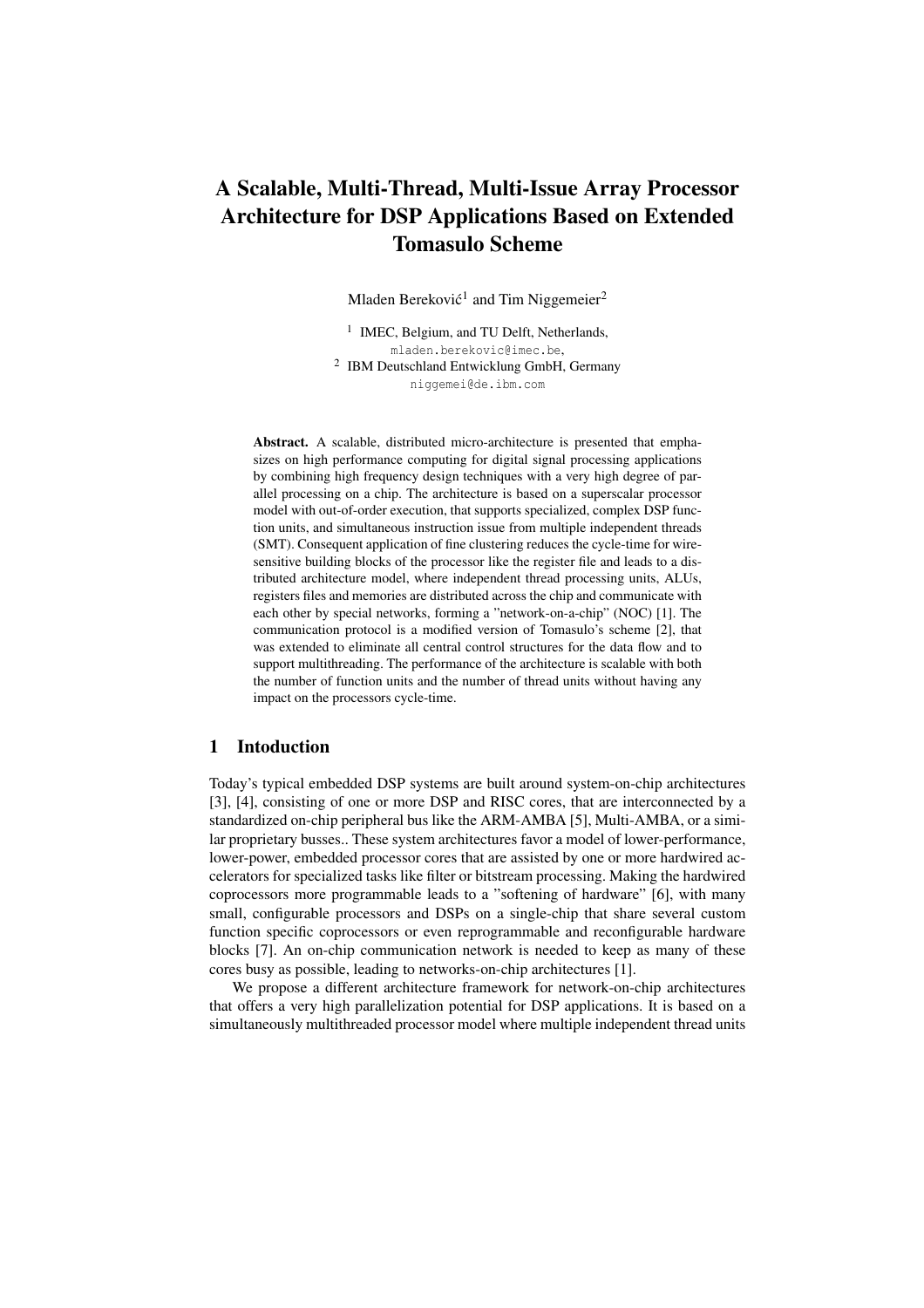# A Scalable, Multi-Thread, Multi-Issue Array Processor Architecture for DSP Applications Based on Extended Tomasulo Scheme

Mladen Bereković[1] and Tim Niggemeier[2]

[1] IMEC, Belgium, and TU Delft, Netherlands, mladen.berekovic@imec.be,

[2] IBM Deutschland Entwicklung GmbH, Germany niggemei@de.ibm.com

**Abstract.** A scalable, distributed micro-architecture is presented that emphasizes on high performance computing for digital signal processing applications by combining high frequency design techniques with a very high degree of parallel processing on a chip. The architecture is based on a superscalar processor model with out-of-order execution, that supports specialized, complex DSP function units, and simultaneous instruction issue from multiple independent threads (SMT). Consequent application of fine clustering reduces the cycle-time for wire-sensitive building blocks of the processor like the register file and leads to a distributed architecture model, where independent thread processing units, ALUs, registers files and memories are distributed across the chip and communicate with each other by special networks, forming a "network-on-a-chip" (NOC) [1]. The communication protocol is a modified version of Tomasulo's scheme [2], that was extended to eliminate all central control structures for the data flow and to support multithreading. The performance of the architecture is scalable with both the number of function units and the number of thread units without having any impact on the processors cycle-time.

## 1 Intoduction

Today's typical embedded DSP systems are built around system-on-chip architectures [3], [4], consisting of one or more DSP and RISC cores, that are interconnected by a standardized on-chip peripheral bus like the ARM-AMBA [5], Multi-AMBA, or a similar proprietary busses.. These system architectures favor a model of lower-performance, lower-power, embedded processor cores that are assisted by one or more hardwired accelerators for specialized tasks like filter or bitstream processing. Making the hardwired coprocessors more programmable leads to a "softening of hardware" [6], with many small, configurable processors and DSPs on a single-chip that share several custom function specific coprocessors or even reprogrammable and reconfigurable hardware blocks [7]. An on-chip communication network is needed to keep as many of these cores busy as possible, leading to networks-on-chip architectures [1].

We propose a different architecture framework for network-on-chip architectures that offers a very high parallelization potential for DSP applications. It is based on a simultaneously multithreaded processor model where multiple independent thread units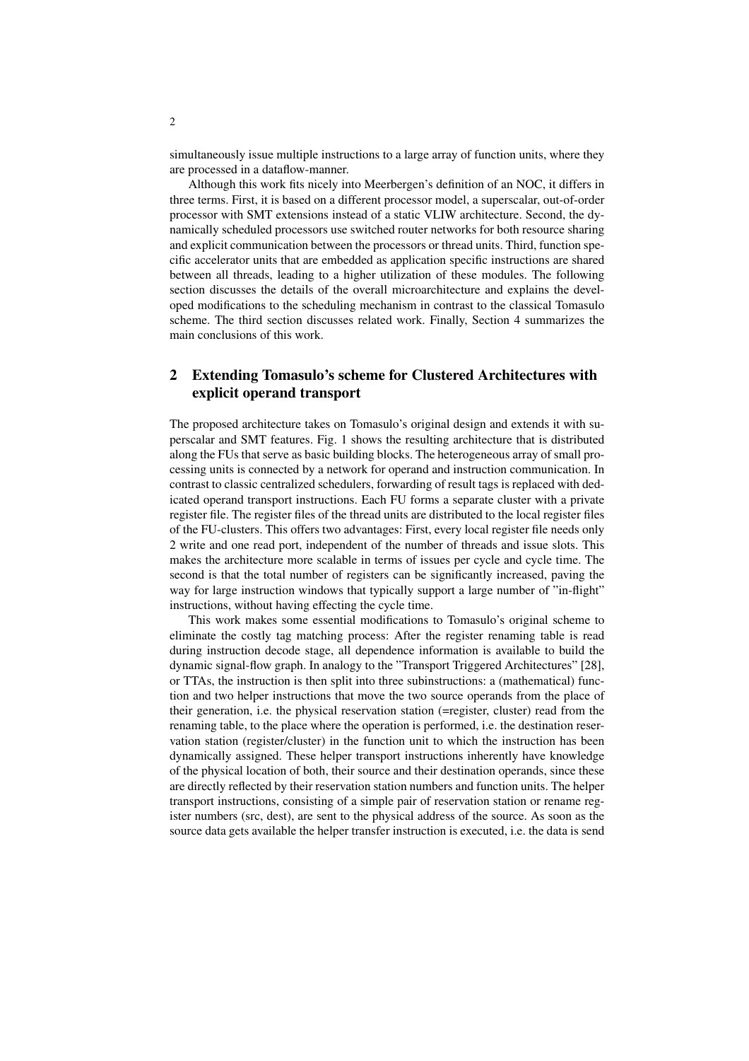simultaneously issue multiple instructions to a large array of function units, where they are processed in a dataflow-manner.

Although this work fits nicely into Meerbergen's definition of an NOC, it differs in three terms. First, it is based on a different processor model, a superscalar, out-of-order processor with SMT extensions instead of a static VLIW architecture. Second, the dynamically scheduled processors use switched router networks for both resource sharing and explicit communication between the processors or thread units. Third, function specific accelerator units that are embedded as application specific instructions are shared between all threads, leading to a higher utilization of these modules. The following section discusses the details of the overall microarchitecture and explains the developed modifications to the scheduling mechanism in contrast to the classical Tomasulo scheme. The third section discusses related work. Finally, Section 4 summarizes the main conclusions of this work.

## 2 Extending Tomasulo's scheme for Clustered Architectures with explicit operand transport

The proposed architecture takes on Tomasulo's original design and extends it with superscalar and SMT features. Fig. 1 shows the resulting architecture that is distributed along the FUs that serve as basic building blocks. The heterogeneous array of small processing units is connected by a network for operand and instruction communication. In contrast to classic centralized schedulers, forwarding of result tags is replaced with dedicated operand transport instructions. Each FU forms a separate cluster with a private register file. The register files of the thread units are distributed to the local register files of the FU-clusters. This offers two advantages: First, every local register file needs only 2 write and one read port, independent of the number of threads and issue slots. This makes the architecture more scalable in terms of issues per cycle and cycle time. The second is that the total number of registers can be significantly increased, paving the way for large instruction windows that typically support a large number of "in-flight" instructions, without having effecting the cycle time.

This work makes some essential modifications to Tomasulo's original scheme to eliminate the costly tag matching process: After the register renaming table is read during instruction decode stage, all dependence information is available to build the dynamic signal-flow graph. In analogy to the "Transport Triggered Architectures" [28], or TTAs, the instruction is then split into three subinstructions: a (mathematical) function and two helper instructions that move the two source operands from the place of their generation, i.e. the physical reservation station (=register, cluster) read from the renaming table, to the place where the operation is performed, i.e. the destination reservation station (register/cluster) in the function unit to which the instruction has been dynamically assigned. These helper transport instructions inherently have knowledge of the physical location of both, their source and their destination operands, since these are directly reflected by their reservation station numbers and function units. The helper transport instructions, consisting of a simple pair of reservation station or rename register numbers (src, dest), are sent to the physical address of the source. As soon as the source data gets available the helper transfer instruction is executed, i.e. the data is send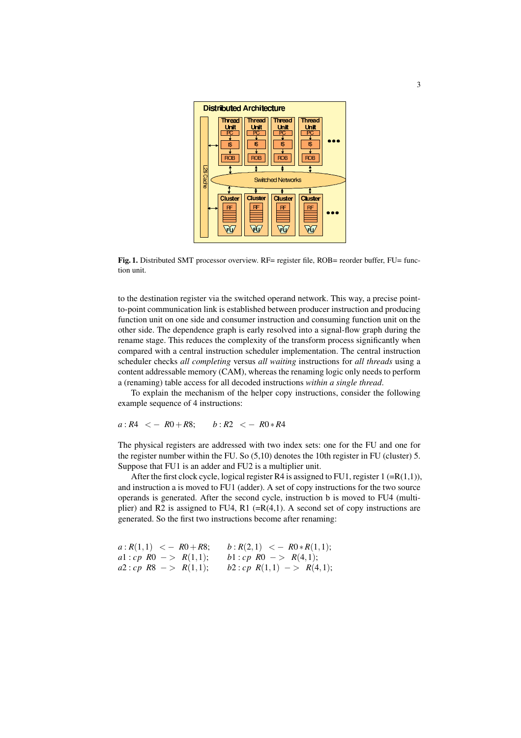Fig. 1. Distributed SMT processor overview. RF= register file, ROB= reorder buffer, FU= function unit.

to the destination register via the switched operand network. This way, a precise point-to-point communication link is established between producer instruction and producing function unit on one side and consumer instruction and consuming function unit on the other side. The dependence graph is early resolved into a signal-flow graph during the rename stage. This reduces the complexity of the transform process significantly when compared with a central instruction scheduler implementation. The central instruction scheduler checks *all completing* versus *all waiting* instructions for *all threads* using a content addressable memory (CAM), whereas the renaming logic only needs to perform a (renaming) table access for all decoded instructions *within a single thread*.

To explain the mechanism of the helper copy instructions, consider the following example sequence of 4 instructions:

$a : R4 \ <- \ R0 + R8; \qquad b : R2 \ <- \ R0 * R4$

The physical registers are addressed with two index sets: one for the FU and one for the register number within the FU. So (5,10) denotes the 10th register in FU (cluster) 5. Suppose that FU1 is an adder and FU2 is a multiplier unit.

After the first clock cycle, logical register R4 is assigned to FU1, register 1 (=R(1,1)), and instruction a is moved to FU1 (adder). A set of copy instructions for the two source operands is generated. After the second cycle, instruction b is moved to FU4 (multiplier) and R2 is assigned to FU4, R1 (=R(4,1). A second set of copy instructions are generated. So the first two instructions become after renaming:

$a : R(1,1) \ <- \ R0 + R8; \qquad b : R(2,1) \ <- \ R0 * R(1,1);$
$a1 : cp \ R0 \ -> \ R(1,1); \qquad b1 : cp \ R0 \ -> \ R(4,1);$
$a2 : cp \ R8 \ -> \ R(1,1); \qquad b2 : cp \ R(1,1) \ -> \ R(4,1);$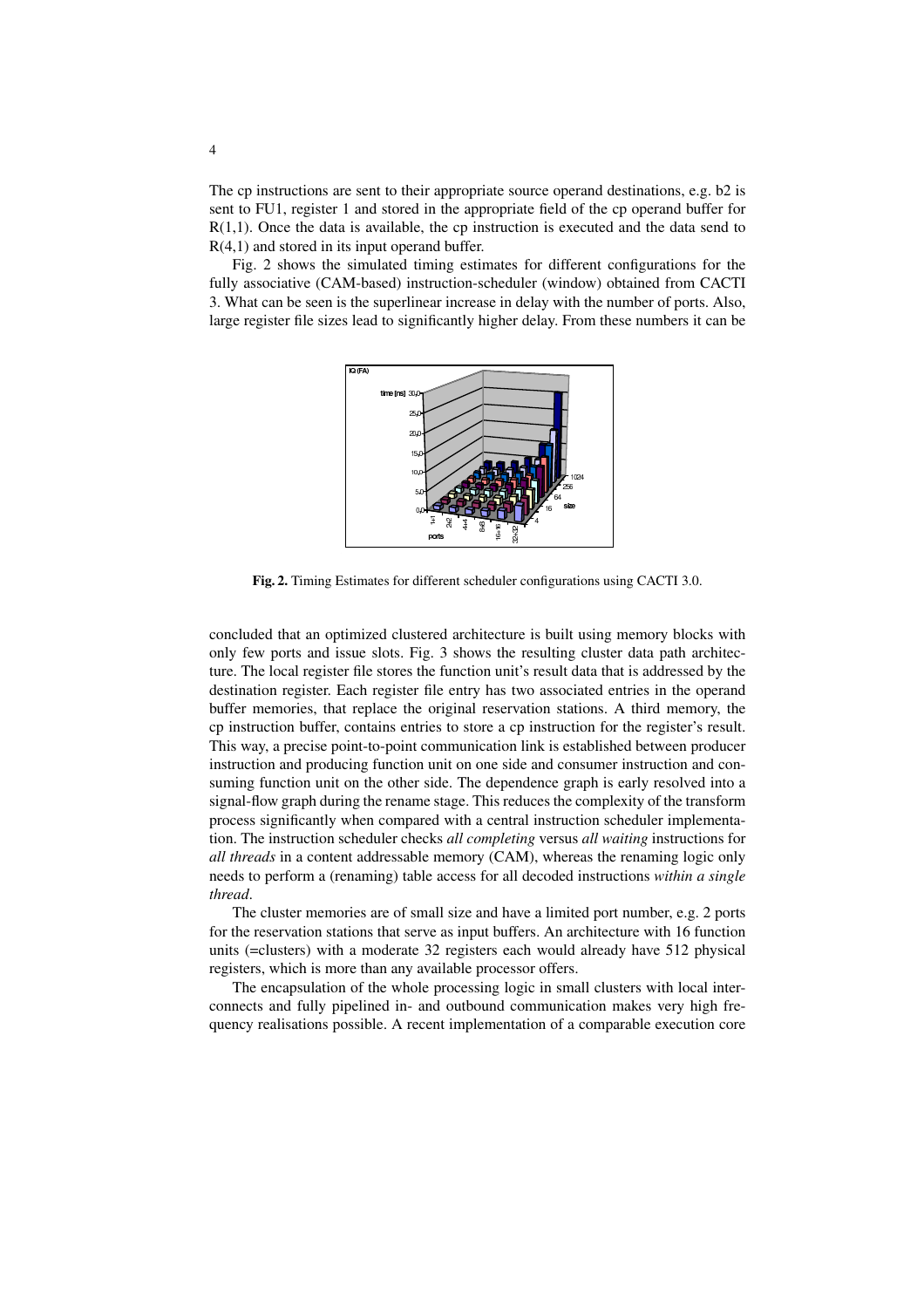The cp instructions are sent to their appropriate source operand destinations, e.g. b2 is sent to FU1, register 1 and stored in the appropriate field of the cp operand buffer for R(1,1). Once the data is available, the cp instruction is executed and the data send to R(4,1) and stored in its input operand buffer.

Fig. 2 shows the simulated timing estimates for different configurations for the fully associative (CAM-based) instruction-scheduler (window) obtained from CACTI 3. What can be seen is the superlinear increase in delay with the number of ports. Also, large register file sizes lead to significantly higher delay. From these numbers it can be

**Fig. 2.** Timing Estimates for different scheduler configurations using CACTI 3.0.

concluded that an optimized clustered architecture is built using memory blocks with only few ports and issue slots. Fig. 3 shows the resulting cluster data path architecture. The local register file stores the function unit's result data that is addressed by the destination register. Each register file entry has two associated entries in the operand buffer memories, that replace the original reservation stations. A third memory, the cp instruction buffer, contains entries to store a cp instruction for the register's result. This way, a precise point-to-point communication link is established between producer instruction and producing function unit on one side and consumer instruction and consuming function unit on the other side. The dependence graph is early resolved into a signal-flow graph during the rename stage. This reduces the complexity of the transform process significantly when compared with a central instruction scheduler implementation. The instruction scheduler checks *all completing* versus *all waiting* instructions for *all threads* in a content addressable memory (CAM), whereas the renaming logic only needs to perform a (renaming) table access for all decoded instructions *within a single thread*.

The cluster memories are of small size and have a limited port number, e.g. 2 ports for the reservation stations that serve as input buffers. An architecture with 16 function units (=clusters) with a moderate 32 registers each would already have 512 physical registers, which is more than any available processor offers.

The encapsulation of the whole processing logic in small clusters with local interconnects and fully pipelined in- and outbound communication makes very high frequency realisations possible. A recent implementation of a comparable execution core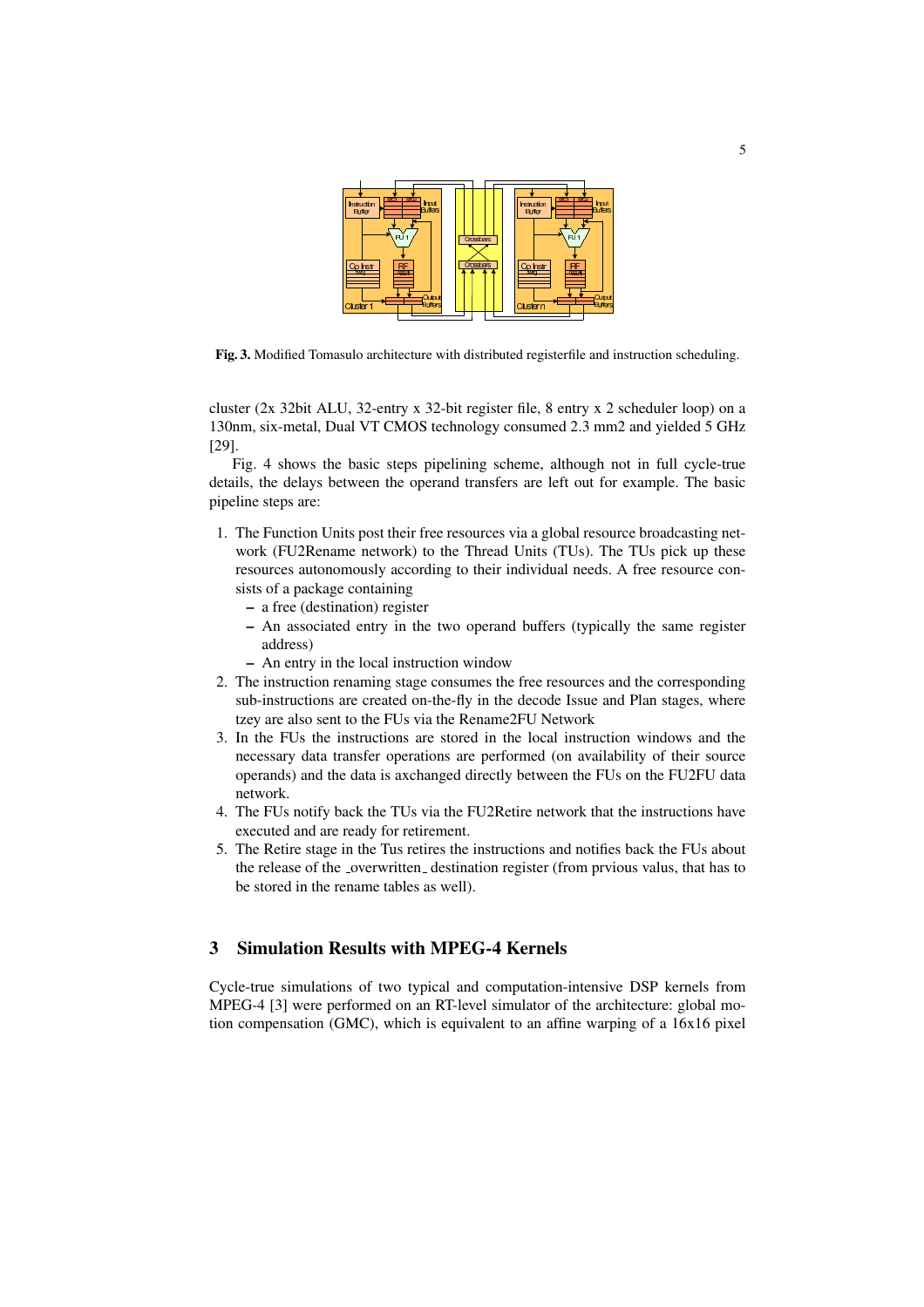Fig. 3. Modified Tomasulo architecture with distributed registerfile and instruction scheduling.

cluster (2x 32bit ALU, 32-entry x 32-bit register file, 8 entry x 2 scheduler loop) on a 130nm, six-metal, Dual VT CMOS technology consumed 2.3 mm2 and yielded 5 GHz [29].

Fig. 4 shows the basic steps pipelining scheme, although not in full cycle-true details, the delays between the operand transfers are left out for example. The basic pipeline steps are:

1. The Function Units post their free resources via a global resource broadcasting network (FU2Rename network) to the Thread Units (TUs). The TUs pick up these resources autonomously according to their individual needs. A free resource consists of a package containing
   - a free (destination) register
   - An associated entry in the two operand buffers (typically the same register address)
   - An entry in the local instruction window
2. The instruction renaming stage consumes the free resources and the corresponding sub-instructions are created on-the-fly in the decode Issue and Plan stages, where tzey are also sent to the FUs via the Rename2FU Network
3. In the FUs the instructions are stored in the local instruction windows and the necessary data transfer operations are performed (on availability of their source operands) and the data is exchanged directly between the FUs on the FU2FU data network.
4. The FUs notify back the TUs via the FU2Retire network that the instructions have executed and are ready for retirement.
5. The Retire stage in the Tus retires the instructions and notifies back the FUs about the release of the _overwritten_ destination register (from prvious valus, that has to be stored in the rename tables as well).

## 3 Simulation Results with MPEG-4 Kernels

Cycle-true simulations of two typical and computation-intensive DSP kernels from MPEG-4 [3] were performed on an RT-level simulator of the architecture: global motion compensation (GMC), which is equivalent to an affine warping of a 16x16 pixel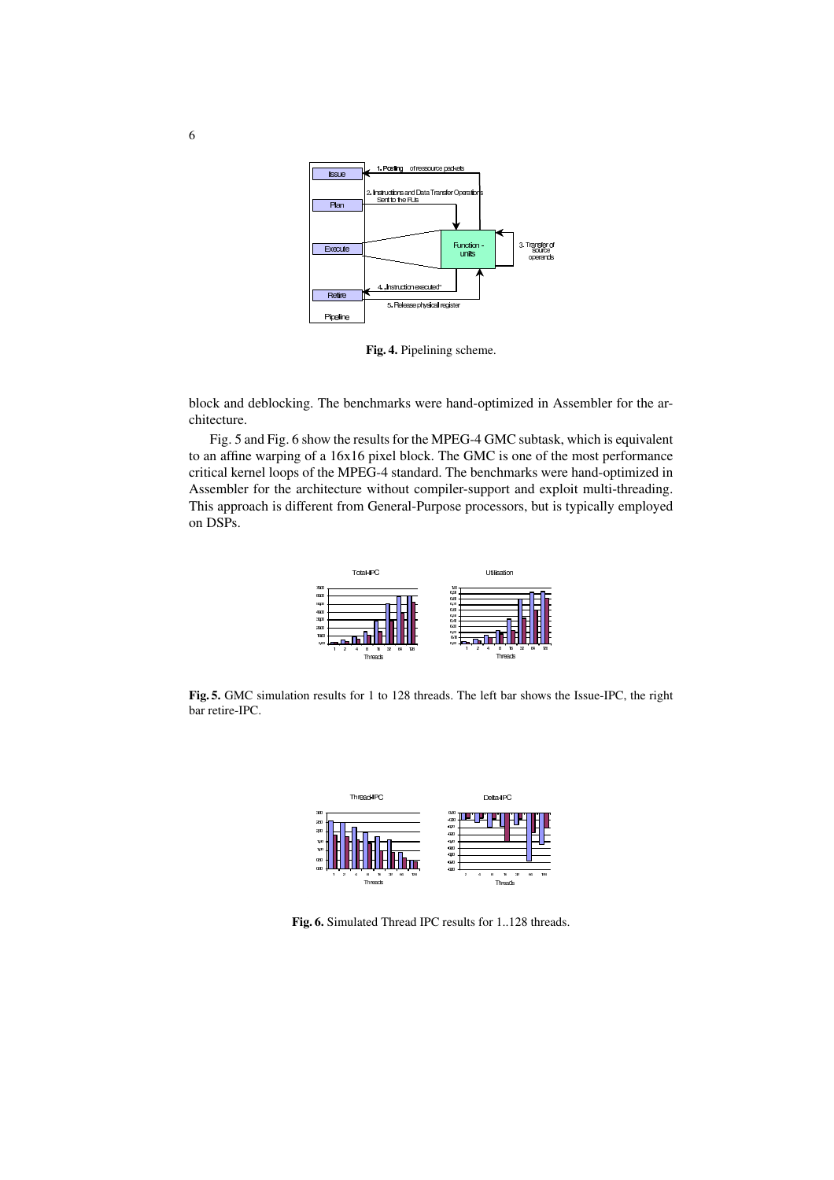block and deblocking. The benchmarks were hand-optimized in Assembler for the architecture.

Fig. 5 and Fig. 6 show the results for the MPEG-4 GMC subtask, which is equivalent to an affine warping of a 16x16 pixel block. The GMC is one of the most performance critical kernel loops of the MPEG-4 standard. The benchmarks were hand-optimized in Assembler for the architecture without compiler-support and exploit multi-threading. This approach is different from General-Purpose processors, but is typically employed on DSPs.

**Fig. 4.** Pipelining scheme.

**Fig. 5.** GMC simulation results for 1 to 128 threads. The left bar shows the Issue-IPC, the right bar retire-IPC.

**Fig. 6.** Simulated Thread IPC results for 1..128 threads.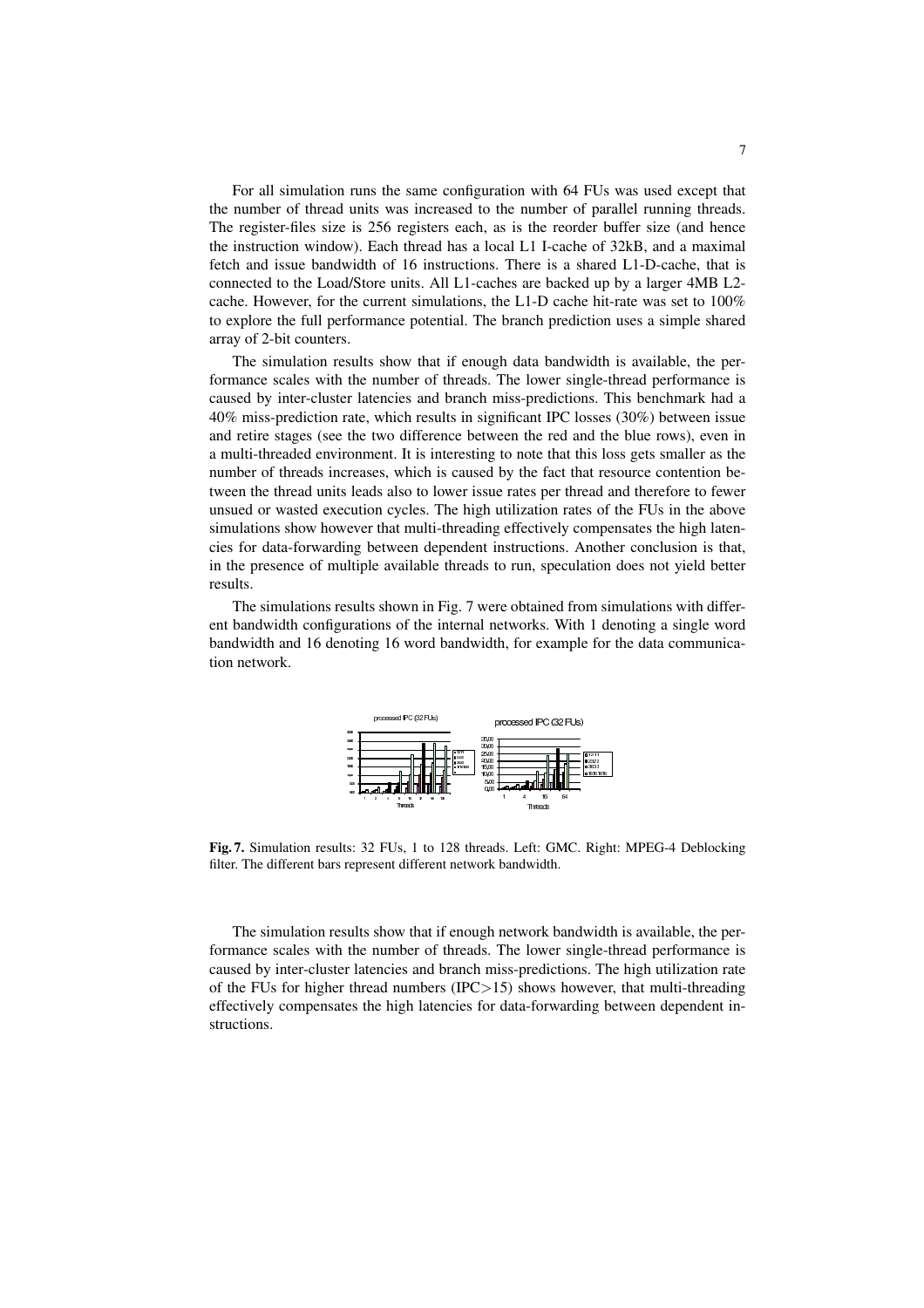For all simulation runs the same configuration with 64 FUs was used except that the number of thread units was increased to the number of parallel running threads. The register-files size is 256 registers each, as is the reorder buffer size (and hence the instruction window). Each thread has a local L1 I-cache of 32kB, and a maximal fetch and issue bandwidth of 16 instructions. There is a shared L1-D-cache, that is connected to the Load/Store units. All L1-caches are backed up by a larger 4MB L2-cache. However, for the current simulations, the L1-D cache hit-rate was set to 100% to explore the full performance potential. The branch prediction uses a simple shared array of 2-bit counters.

The simulation results show that if enough data bandwidth is available, the performance scales with the number of threads. The lower single-thread performance is caused by inter-cluster latencies and branch miss-predictions. This benchmark had a 40% miss-prediction rate, which results in significant IPC losses (30%) between issue and retire stages (see the two difference between the red and the blue rows), even in a multi-threaded environment. It is interesting to note that this loss gets smaller as the number of threads increases, which is caused by the fact that resource contention between the thread units leads also to lower issue rates per thread and therefore to fewer unsued or wasted execution cycles. The high utilization rates of the FUs in the above simulations show however that multi-threading effectively compensates the high latencies for data-forwarding between dependent instructions. Another conclusion is that, in the presence of multiple available threads to run, speculation does not yield better results.

The simulations results shown in Fig. 7 were obtained from simulations with different bandwidth configurations of the internal networks. With 1 denoting a single word bandwidth and 16 denoting 16 word bandwidth, for example for the data communication network.

**Fig. 7.** Simulation results: 32 FUs, 1 to 128 threads. Left: GMC. Right: MPEG-4 Deblocking filter. The different bars represent different network bandwidth.

The simulation results show that if enough network bandwidth is available, the performance scales with the number of threads. The lower single-thread performance is caused by inter-cluster latencies and branch miss-predictions. The high utilization rate of the FUs for higher thread numbers (IPC>15) shows however, that multi-threading effectively compensates the high latencies for data-forwarding between dependent instructions.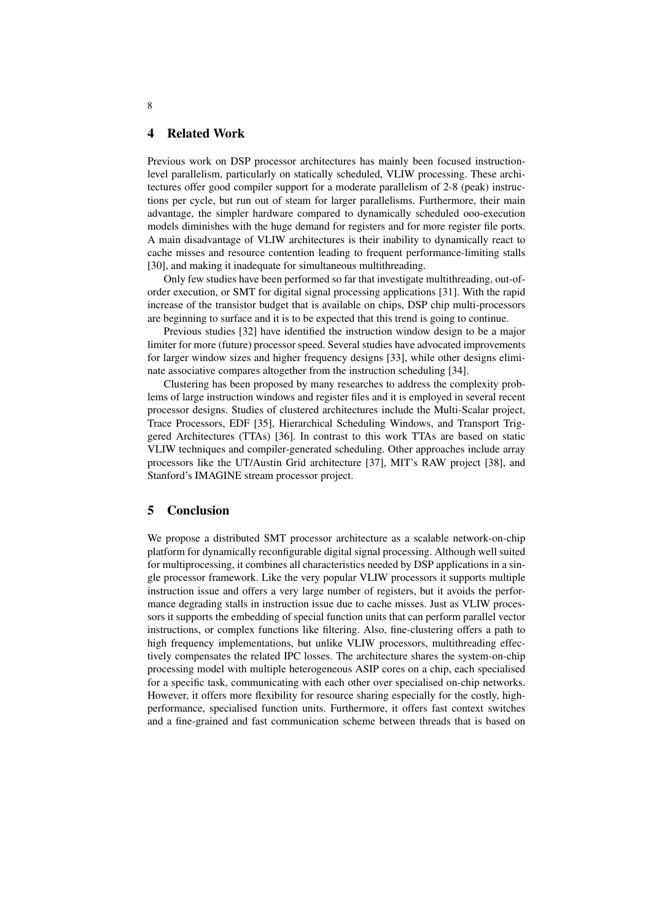## 4 Related Work

Previous work on DSP processor architectures has mainly been focused instruction-level parallelism, particularly on statically scheduled, VLIW processing. These architectures offer good compiler support for a moderate parallelism of 2-8 (peak) instructions per cycle, but run out of steam for larger parallelisms. Furthermore, their main advantage, the simpler hardware compared to dynamically scheduled ooo-execution models diminishes with the huge demand for registers and for more register file ports. A main disadvantage of VLIW architectures is their inability to dynamically react to cache misses and resource contention leading to frequent performance-limiting stalls [30], and making it inadequate for simultaneous multithreading.

Only few studies have been performed so far that investigate multithreading, out-of-order execution, or SMT for digital signal processing applications [31]. With the rapid increase of the transistor budget that is available on chips, DSP chip multi-processors are beginning to surface and it is to be expected that this trend is going to continue.

Previous studies [32] have identified the instruction window design to be a major limiter for more (future) processor speed. Several studies have advocated improvements for larger window sizes and higher frequency designs [33], while other designs eliminate associative compares altogether from the instruction scheduling [34].

Clustering has been proposed by many researches to address the complexity problems of large instruction windows and register files and it is employed in several recent processor designs. Studies of clustered architectures include the Multi-Scalar project, Trace Processors, EDF [35], Hierarchical Scheduling Windows, and Transport Triggered Architectures (TTAs) [36]. In contrast to this work TTAs are based on static VLIW techniques and compiler-generated scheduling. Other approaches include array processors like the UT/Austin Grid architecture [37], MIT's RAW project [38], and Stanford's IMAGINE stream processor project.

## 5 Conclusion

We propose a distributed SMT processor architecture as a scalable network-on-chip platform for dynamically reconfigurable digital signal processing. Although well suited for multiprocessing, it combines all characteristics needed by DSP applications in a single processor framework. Like the very popular VLIW processors it supports multiple instruction issue and offers a very large number of registers, but it avoids the performance degrading stalls in instruction issue due to cache misses. Just as VLIW processors it supports the embedding of special function units that can perform parallel vector instructions, or complex functions like filtering. Also, fine-clustering offers a path to high frequency implementations, but unlike VLIW processors, multithreading effectively compensates the related IPC losses. The architecture shares the system-on-chip processing model with multiple heterogeneous ASIP cores on a chip, each specialised for a specific task, communicating with each other over specialised on-chip networks. However, it offers more flexibility for resource sharing especially for the costly, high-performance, specialised function units. Furthermore, it offers fast context switches and a fine-grained and fast communication scheme between threads that is based on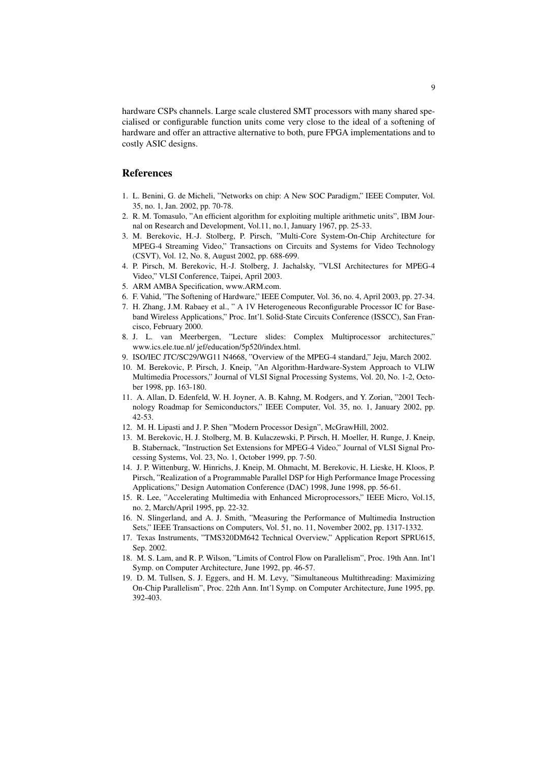hardware CSPs channels. Large scale clustered SMT processors with many shared specialised or configurable function units come very close to the ideal of a softening of hardware and offer an attractive alternative to both, pure FPGA implementations and to costly ASIC designs.

## References

1. L. Benini, G. de Micheli, "Networks on chip: A New SOC Paradigm," IEEE Computer, Vol. 35, no. 1, Jan. 2002, pp. 70-78.
2. R. M. Tomasulo, "An efficient algorithm for exploiting multiple arithmetic units", IBM Journal on Research and Development, Vol.11, no.1, January 1967, pp. 25-33.
3. M. Berekovic, H.-J. Stolberg, P. Pirsch, "Multi-Core System-On-Chip Architecture for MPEG-4 Streaming Video," Transactions on Circuits and Systems for Video Technology (CSVT), Vol. 12, No. 8, August 2002, pp. 688-699.
4. P. Pirsch, M. Berekovic, H.-J. Stolberg, J. Jachalsky, "VLSI Architectures for MPEG-4 Video," VLSI Conference, Taipei, April 2003.
5. ARM AMBA Specification, www.ARM.com.
6. F. Vahid, "The Softening of Hardware," IEEE Computer, Vol. 36, no. 4, April 2003, pp. 27-34.
7. H. Zhang, J.M. Rabaey et al., " A 1V Heterogeneous Reconfigurable Processor IC for Baseband Wireless Applications," Proc. Int'l. Solid-State Circuits Conference (ISSCC), San Francisco, February 2000.
8. J. L. van Meerbergen, "Lecture slides: Complex Multiprocessor architectures," www.ics.ele.tue.nl/ jef/education/5p520/index.html.
9. ISO/IEC JTC/SC29/WG11 N4668, "Overview of the MPEG-4 standard," Jeju, March 2002.
10. M. Berekovic, P. Pirsch, J. Kneip, "An Algorithm-Hardware-System Approach to VLIW Multimedia Processors," Journal of VLSI Signal Processing Systems, Vol. 20, No. 1-2, October 1998, pp. 163-180.
11. A. Allan, D. Edenfeld, W. H. Joyner, A. B. Kahng, M. Rodgers, and Y. Zorian, "2001 Technology Roadmap for Semiconductors," IEEE Computer, Vol. 35, no. 1, January 2002, pp. 42-53.
12. M. H. Lipasti and J. P. Shen "Modern Processor Design", McGrawHill, 2002.
13. M. Berekovic, H. J. Stolberg, M. B. Kulaczewski, P. Pirsch, H. Moeller, H. Runge, J. Kneip, B. Stabernack, "Instruction Set Extensions for MPEG-4 Video," Journal of VLSI Signal Processing Systems, Vol. 23, No. 1, October 1999, pp. 7-50.
14. J. P. Wittenburg, W. Hinrichs, J. Kneip, M. Ohmacht, M. Berekovic, H. Lieske, H. Kloos, P. Pirsch, "Realization of a Programmable Parallel DSP for High Performance Image Processing Applications," Design Automation Conference (DAC) 1998, June 1998, pp. 56-61.
15. R. Lee, "Accelerating Multimedia with Enhanced Microprocessors," IEEE Micro, Vol.15, no. 2, March/April 1995, pp. 22-32.
16. N. Slingerland, and A. J. Smith, "Measuring the Performance of Multimedia Instruction Sets," IEEE Transactions on Computers, Vol. 51, no. 11, November 2002, pp. 1317-1332.
17. Texas Instruments, "TMS320DM642 Technical Overview," Application Report SPRU615, Sep. 2002.
18. M. S. Lam, and R. P. Wilson, "Limits of Control Flow on Parallelism", Proc. 19th Ann. Int'l Symp. on Computer Architecture, June 1992, pp. 46-57.
19. D. M. Tullsen, S. J. Eggers, and H. M. Levy, "Simultaneous Multithreading: Maximizing On-Chip Parallelism", Proc. 22th Ann. Int'l Symp. on Computer Architecture, June 1995, pp. 392-403.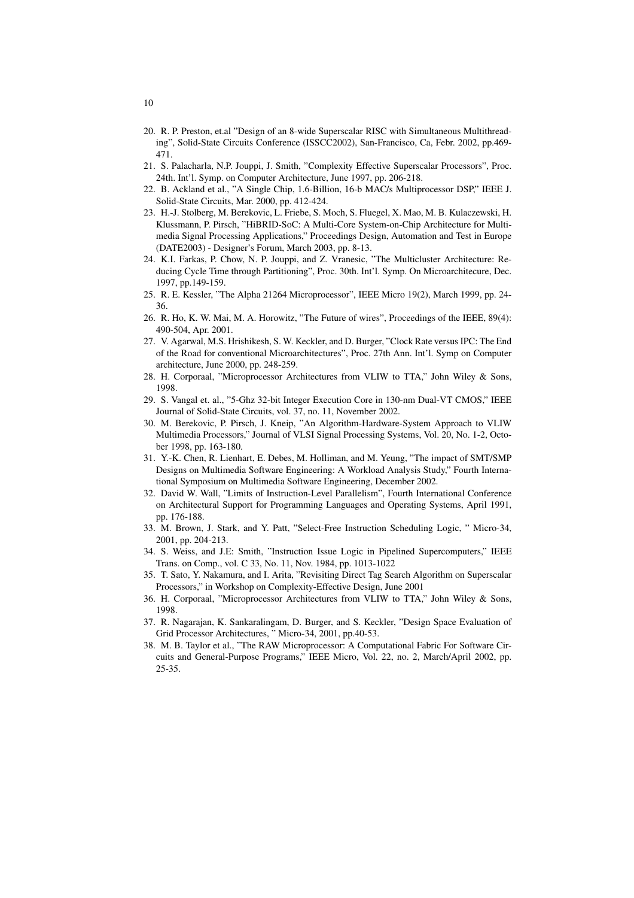20. R. P. Preston, et.al "Design of an 8-wide Superscalar RISC with Simultaneous Multithreading", Solid-State Circuits Conference (ISSCC2002), San-Francisco, Ca, Febr. 2002, pp.469-471.
21. S. Palacharla, N.P. Jouppi, J. Smith, "Complexity Effective Superscalar Processors", Proc. 24th. Int'l. Symp. on Computer Architecture, June 1997, pp. 206-218.
22. B. Ackland et al., "A Single Chip, 1.6-Billion, 16-b MAC/s Multiprocessor DSP," IEEE J. Solid-State Circuits, Mar. 2000, pp. 412-424.
23. H.-J. Stolberg, M. Berekovic, L. Friebe, S. Moch, S. Fluegel, X. Mao, M. B. Kulaczewski, H. Klussmann, P. Pirsch, "HiBRID-SoC: A Multi-Core System-on-Chip Architecture for Multimedia Signal Processing Applications," Proceedings Design, Automation and Test in Europe (DATE2003) - Designer's Forum, March 2003, pp. 8-13.
24. K.I. Farkas, P. Chow, N. P. Jouppi, and Z. Vranesic, "The Multicluster Architecture: Reducing Cycle Time through Partitioning", Proc. 30th. Int'l. Symp. On Microarchitecure, Dec. 1997, pp.149-159.
25. R. E. Kessler, "The Alpha 21264 Microprocessor", IEEE Micro 19(2), March 1999, pp. 24-36.
26. R. Ho, K. W. Mai, M. A. Horowitz, "The Future of wires", Proceedings of the IEEE, 89(4): 490-504, Apr. 2001.
27. V. Agarwal, M.S. Hrishikesh, S. W. Keckler, and D. Burger, "Clock Rate versus IPC: The End of the Road for conventional Microarchitectures", Proc. 27th Ann. Int'l. Symp on Computer architecture, June 2000, pp. 248-259.
28. H. Corporaal, "Microprocessor Architectures from VLIW to TTA," John Wiley & Sons, 1998.
29. S. Vangal et. al., "5-Ghz 32-bit Integer Execution Core in 130-nm Dual-VT CMOS," IEEE Journal of Solid-State Circuits, vol. 37, no. 11, November 2002.
30. M. Berekovic, P. Pirsch, J. Kneip, "An Algorithm-Hardware-System Approach to VLIW Multimedia Processors," Journal of VLSI Signal Processing Systems, Vol. 20, No. 1-2, October 1998, pp. 163-180.
31. Y.-K. Chen, R. Lienhart, E. Debes, M. Holliman, and M. Yeung, "The impact of SMT/SMP Designs on Multimedia Software Engineering: A Workload Analysis Study," Fourth International Symposium on Multimedia Software Engineering, December 2002.
32. David W. Wall, "Limits of Instruction-Level Parallelism", Fourth International Conference on Architectural Support for Programming Languages and Operating Systems, April 1991, pp. 176-188.
33. M. Brown, J. Stark, and Y. Patt, "Select-Free Instruction Scheduling Logic, " Micro-34, 2001, pp. 204-213.
34. S. Weiss, and J.E: Smith, "Instruction Issue Logic in Pipelined Supercomputers," IEEE Trans. on Comp., vol. C 33, No. 11, Nov. 1984, pp. 1013-1022
35. T. Sato, Y. Nakamura, and I. Arita, "Revisiting Direct Tag Search Algorithm on Superscalar Processors," in Workshop on Complexity-Effective Design, June 2001
36. H. Corporaal, "Microprocessor Architectures from VLIW to TTA," John Wiley & Sons, 1998.
37. R. Nagarajan, K. Sankaralingam, D. Burger, and S. Keckler, "Design Space Evaluation of Grid Processor Architectures, " Micro-34, 2001, pp.40-53.
38. M. B. Taylor et al., "The RAW Microprocessor: A Computational Fabric For Software Circuits and General-Purpose Programs," IEEE Micro, Vol. 22, no. 2, March/April 2002, pp. 25-35.